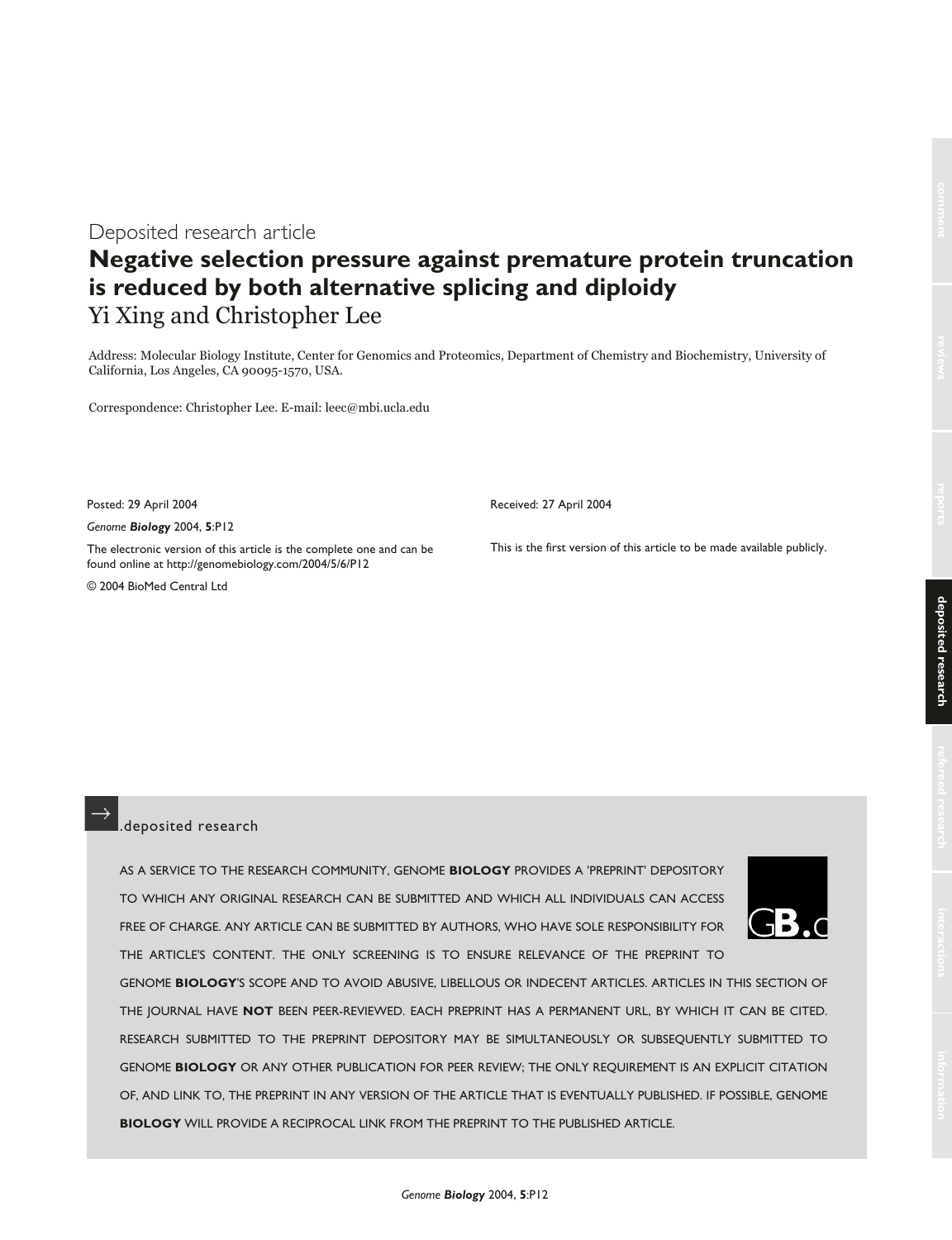Deposited research article

# Negative selection pressure against premature protein truncation is reduced by both alternative splicing and diploidy

Yi Xing and Christopher Lee

Address: Molecular Biology Institute, Center for Genomics and Proteomics, Department of Chemistry and Biochemistry, University of California, Los Angeles, CA 90095-1570, USA.

Correspondence: Christopher Lee. E-mail: leec@mbi.ucla.edu

Posted: 29 April 2004

*Genome **Biology*** 2004, **5**:P12

The electronic version of this article is the complete one and can be found online at http://genomebiology.com/2004/5/6/P12

© 2004 BioMed Central Ltd

Received: 27 April 2004

This is the first version of this article to be made available publicly.

.deposited research

AS A SERVICE TO THE RESEARCH COMMUNITY, GENOME **BIOLOGY** PROVIDES A 'PREPRINT' DEPOSITORY TO WHICH ANY ORIGINAL RESEARCH CAN BE SUBMITTED AND WHICH ALL INDIVIDUALS CAN ACCESS FREE OF CHARGE. ANY ARTICLE CAN BE SUBMITTED BY AUTHORS, WHO HAVE SOLE RESPONSIBILITY FOR THE ARTICLE'S CONTENT. THE ONLY SCREENING IS TO ENSURE RELEVANCE OF THE PREPRINT TO GENOME **BIOLOGY**'S SCOPE AND TO AVOID ABUSIVE, LIBELLOUS OR INDECENT ARTICLES. ARTICLES IN THIS SECTION OF THE JOURNAL HAVE **NOT** BEEN PEER-REVIEWED. EACH PREPRINT HAS A PERMANENT URL, BY WHICH IT CAN BE CITED. RESEARCH SUBMITTED TO THE PREPRINT DEPOSITORY MAY BE SIMULTANEOUSLY OR SUBSEQUENTLY SUBMITTED TO GENOME **BIOLOGY** OR ANY OTHER PUBLICATION FOR PEER REVIEW; THE ONLY REQUIREMENT IS AN EXPLICIT CITATION OF, AND LINK TO, THE PREPRINT IN ANY VERSION OF THE ARTICLE THAT IS EVENTUALLY PUBLISHED. IF POSSIBLE, GENOME **BIOLOGY** WILL PROVIDE A RECIPROCAL LINK FROM THE PREPRINT TO THE PUBLISHED ARTICLE.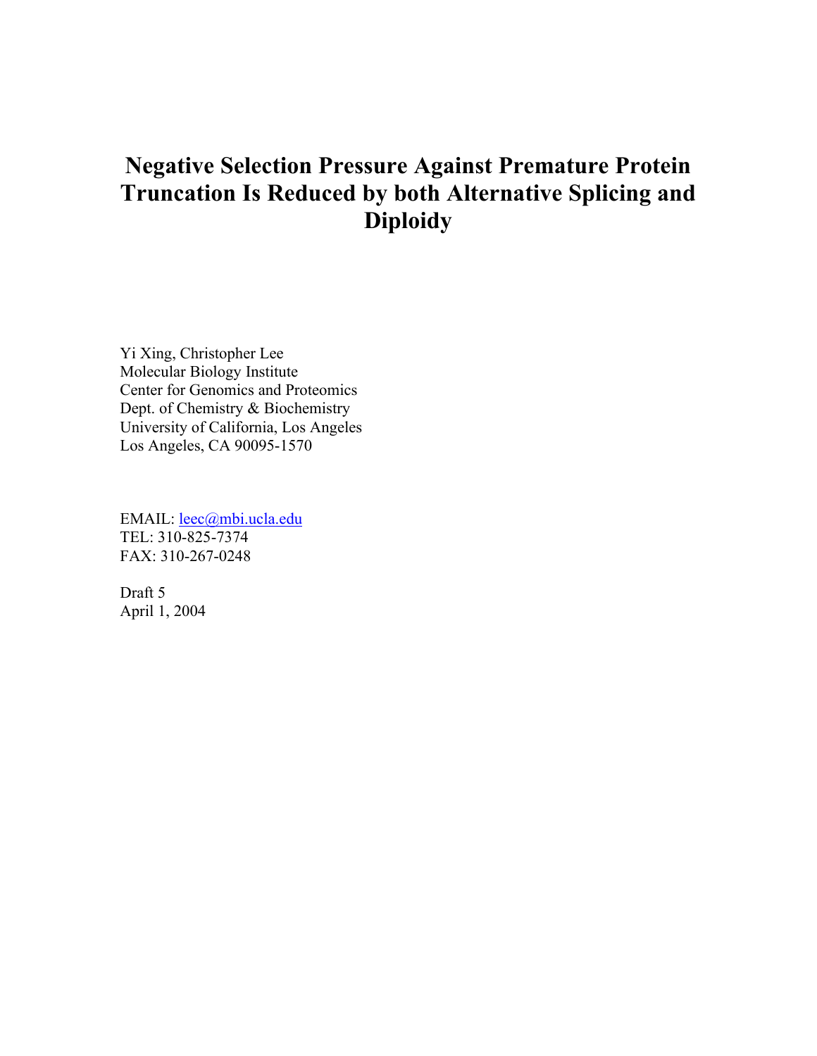# Negative Selection Pressure Against Premature Protein Truncation Is Reduced by both Alternative Splicing and Diploidy

Yi Xing, Christopher Lee
Molecular Biology Institute
Center for Genomics and Proteomics
Dept. of Chemistry & Biochemistry
University of California, Los Angeles
Los Angeles, CA 90095-1570

EMAIL: leec@mbi.ucla.edu
TEL: 310-825-7374
FAX: 310-267-0248

Draft 5
April 1, 2004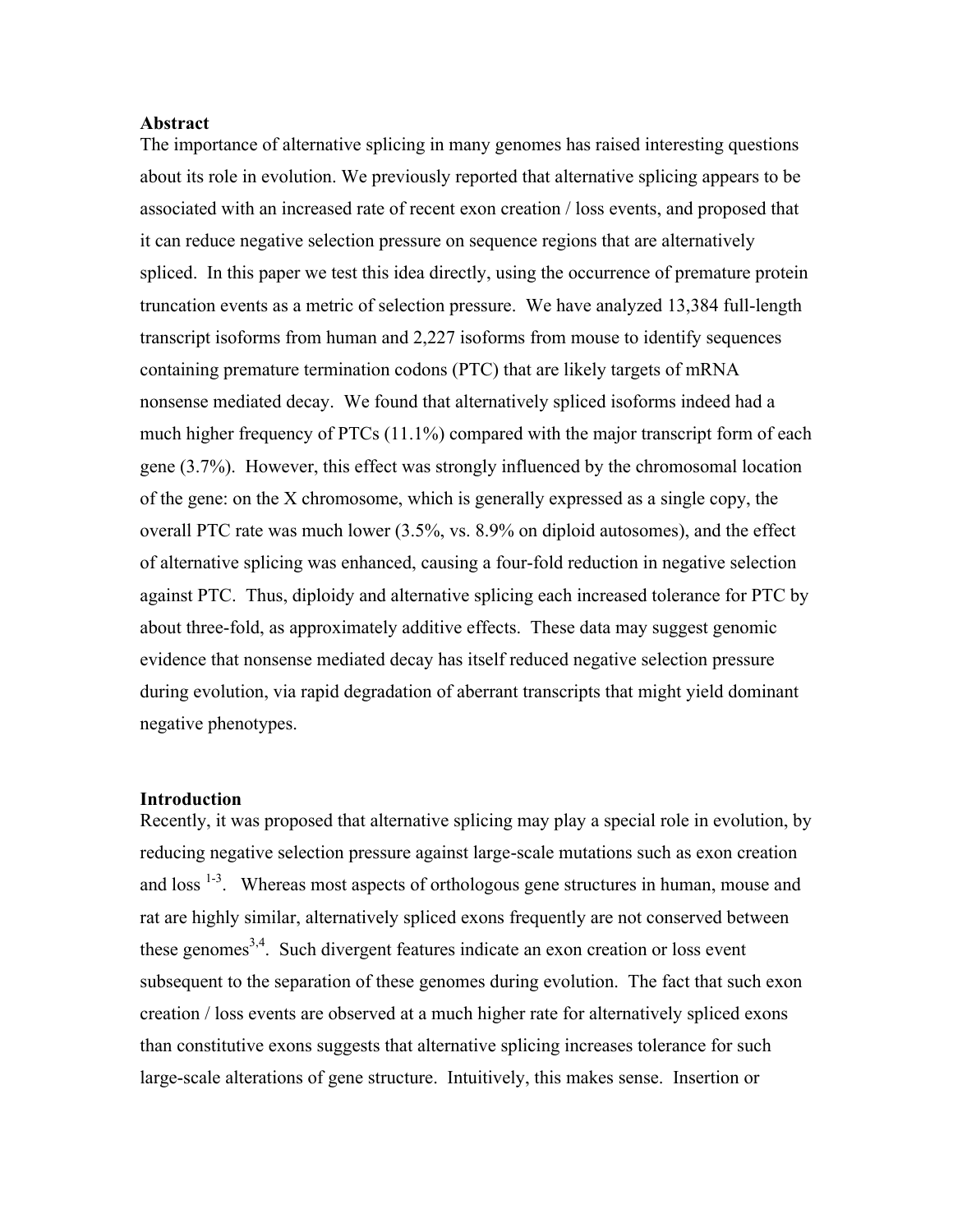## Abstract

The importance of alternative splicing in many genomes has raised interesting questions about its role in evolution. We previously reported that alternative splicing appears to be associated with an increased rate of recent exon creation / loss events, and proposed that it can reduce negative selection pressure on sequence regions that are alternatively spliced. In this paper we test this idea directly, using the occurrence of premature protein truncation events as a metric of selection pressure. We have analyzed 13,384 full-length transcript isoforms from human and 2,227 isoforms from mouse to identify sequences containing premature termination codons (PTC) that are likely targets of mRNA nonsense mediated decay. We found that alternatively spliced isoforms indeed had a much higher frequency of PTCs (11.1%) compared with the major transcript form of each gene (3.7%). However, this effect was strongly influenced by the chromosomal location of the gene: on the X chromosome, which is generally expressed as a single copy, the overall PTC rate was much lower (3.5%, vs. 8.9% on diploid autosomes), and the effect of alternative splicing was enhanced, causing a four-fold reduction in negative selection against PTC. Thus, diploidy and alternative splicing each increased tolerance for PTC by about three-fold, as approximately additive effects. These data may suggest genomic evidence that nonsense mediated decay has itself reduced negative selection pressure during evolution, via rapid degradation of aberrant transcripts that might yield dominant negative phenotypes.

## Introduction

Recently, it was proposed that alternative splicing may play a special role in evolution, by reducing negative selection pressure against large-scale mutations such as exon creation and loss [1-3]. Whereas most aspects of orthologous gene structures in human, mouse and rat are highly similar, alternatively spliced exons frequently are not conserved between these genomes[3,4]. Such divergent features indicate an exon creation or loss event subsequent to the separation of these genomes during evolution. The fact that such exon creation / loss events are observed at a much higher rate for alternatively spliced exons than constitutive exons suggests that alternative splicing increases tolerance for such large-scale alterations of gene structure. Intuitively, this makes sense. Insertion or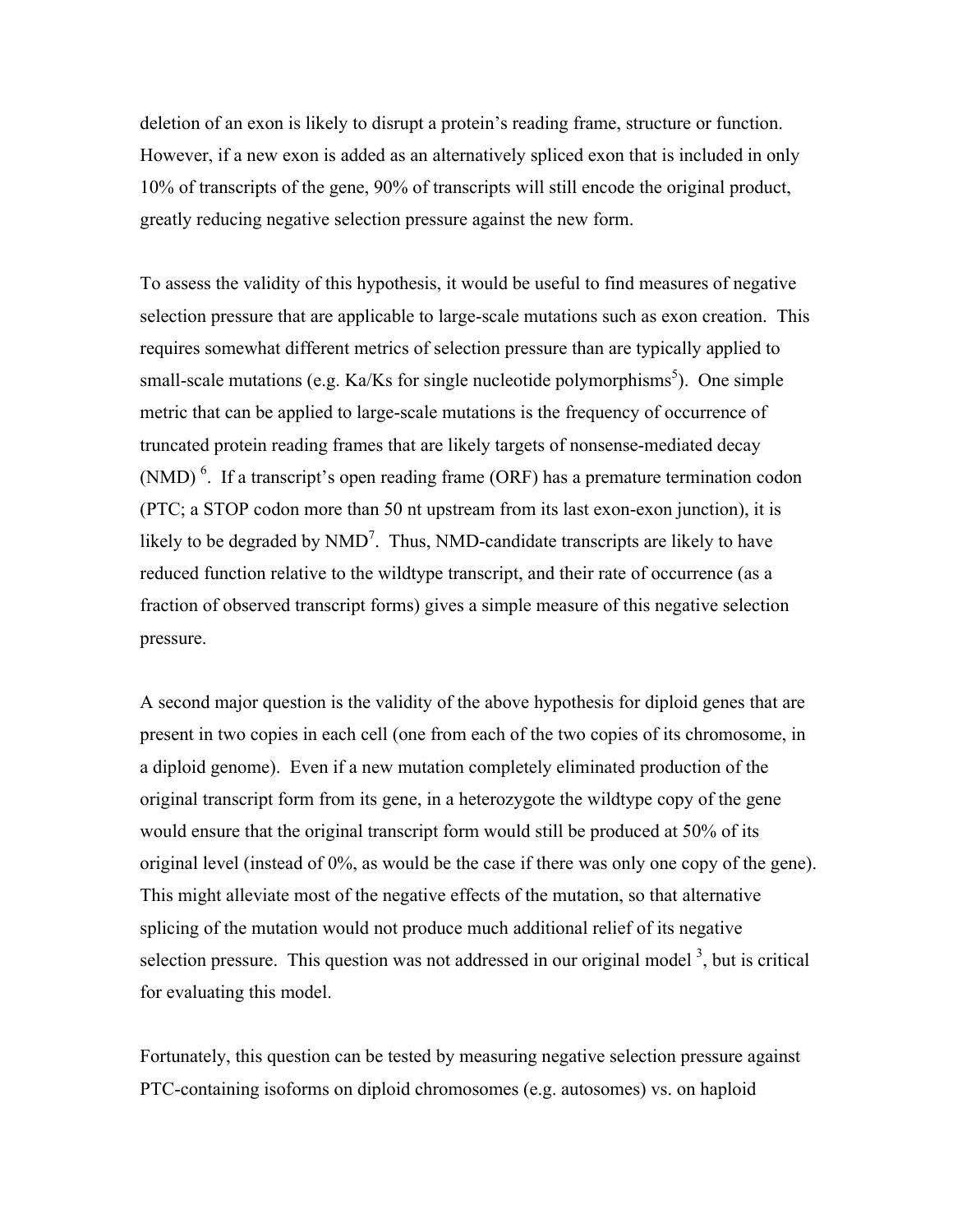deletion of an exon is likely to disrupt a protein's reading frame, structure or function. However, if a new exon is added as an alternatively spliced exon that is included in only 10% of transcripts of the gene, 90% of transcripts will still encode the original product, greatly reducing negative selection pressure against the new form.

To assess the validity of this hypothesis, it would be useful to find measures of negative selection pressure that are applicable to large-scale mutations such as exon creation. This requires somewhat different metrics of selection pressure than are typically applied to small-scale mutations (e.g. Ka/Ks for single nucleotide polymorphisms[5]). One simple metric that can be applied to large-scale mutations is the frequency of occurrence of truncated protein reading frames that are likely targets of nonsense-mediated decay (NMD) [6]. If a transcript's open reading frame (ORF) has a premature termination codon (PTC; a STOP codon more than 50 nt upstream from its last exon-exon junction), it is likely to be degraded by NMD[7]. Thus, NMD-candidate transcripts are likely to have reduced function relative to the wildtype transcript, and their rate of occurrence (as a fraction of observed transcript forms) gives a simple measure of this negative selection pressure.

A second major question is the validity of the above hypothesis for diploid genes that are present in two copies in each cell (one from each of the two copies of its chromosome, in a diploid genome). Even if a new mutation completely eliminated production of the original transcript form from its gene, in a heterozygote the wildtype copy of the gene would ensure that the original transcript form would still be produced at 50% of its original level (instead of 0%, as would be the case if there was only one copy of the gene). This might alleviate most of the negative effects of the mutation, so that alternative splicing of the mutation would not produce much additional relief of its negative selection pressure. This question was not addressed in our original model [3], but is critical for evaluating this model.

Fortunately, this question can be tested by measuring negative selection pressure against PTC-containing isoforms on diploid chromosomes (e.g. autosomes) vs. on haploid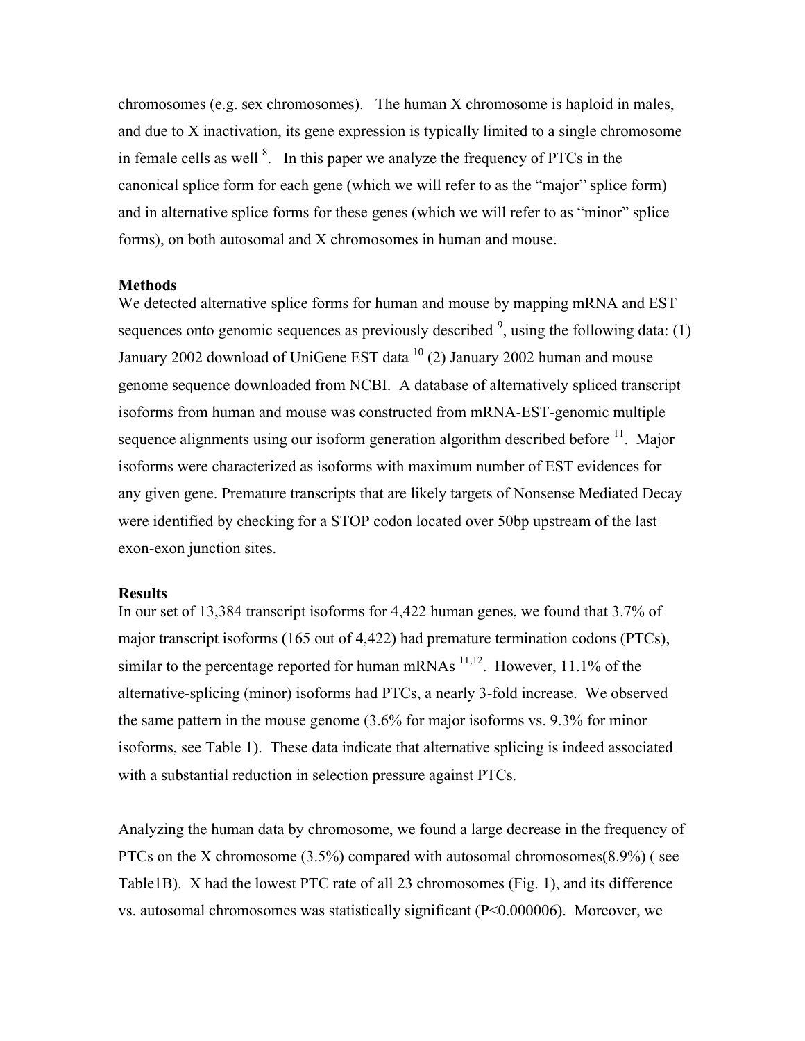chromosomes (e.g. sex chromosomes). The human X chromosome is haploid in males, and due to X inactivation, its gene expression is typically limited to a single chromosome in female cells as well [8]. In this paper we analyze the frequency of PTCs in the canonical splice form for each gene (which we will refer to as the "major" splice form) and in alternative splice forms for these genes (which we will refer to as "minor" splice forms), on both autosomal and X chromosomes in human and mouse.

**Methods**

We detected alternative splice forms for human and mouse by mapping mRNA and EST sequences onto genomic sequences as previously described [9], using the following data: (1) January 2002 download of UniGene EST data [10] (2) January 2002 human and mouse genome sequence downloaded from NCBI. A database of alternatively spliced transcript isoforms from human and mouse was constructed from mRNA-EST-genomic multiple sequence alignments using our isoform generation algorithm described before [11]. Major isoforms were characterized as isoforms with maximum number of EST evidences for any given gene. Premature transcripts that are likely targets of Nonsense Mediated Decay were identified by checking for a STOP codon located over 50bp upstream of the last exon-exon junction sites.

**Results**

In our set of 13,384 transcript isoforms for 4,422 human genes, we found that 3.7% of major transcript isoforms (165 out of 4,422) had premature termination codons (PTCs), similar to the percentage reported for human mRNAs [11,12]. However, 11.1% of the alternative-splicing (minor) isoforms had PTCs, a nearly 3-fold increase. We observed the same pattern in the mouse genome (3.6% for major isoforms vs. 9.3% for minor isoforms, see Table 1). These data indicate that alternative splicing is indeed associated with a substantial reduction in selection pressure against PTCs.

Analyzing the human data by chromosome, we found a large decrease in the frequency of PTCs on the X chromosome (3.5%) compared with autosomal chromosomes(8.9%) ( see Table1B). X had the lowest PTC rate of all 23 chromosomes (Fig. 1), and its difference vs. autosomal chromosomes was statistically significant ($P<0.000006$). Moreover, we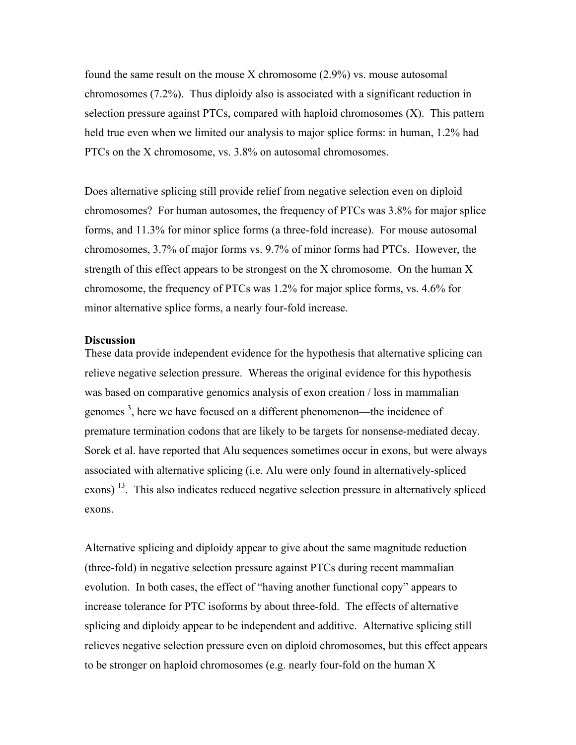found the same result on the mouse X chromosome (2.9%) vs. mouse autosomal chromosomes (7.2%). Thus diploidy also is associated with a significant reduction in selection pressure against PTCs, compared with haploid chromosomes (X). This pattern held true even when we limited our analysis to major splice forms: in human, 1.2% had PTCs on the X chromosome, vs. 3.8% on autosomal chromosomes.

Does alternative splicing still provide relief from negative selection even on diploid chromosomes? For human autosomes, the frequency of PTCs was 3.8% for major splice forms, and 11.3% for minor splice forms (a three-fold increase). For mouse autosomal chromosomes, 3.7% of major forms vs. 9.7% of minor forms had PTCs. However, the strength of this effect appears to be strongest on the X chromosome. On the human X chromosome, the frequency of PTCs was 1.2% for major splice forms, vs. 4.6% for minor alternative splice forms, a nearly four-fold increase.

## Discussion

These data provide independent evidence for the hypothesis that alternative splicing can relieve negative selection pressure. Whereas the original evidence for this hypothesis was based on comparative genomics analysis of exon creation / loss in mammalian genomes [3], here we have focused on a different phenomenon—the incidence of premature termination codons that are likely to be targets for nonsense-mediated decay. Sorek et al. have reported that Alu sequences sometimes occur in exons, but were always associated with alternative splicing (i.e. Alu were only found in alternatively-spliced exons) [13]. This also indicates reduced negative selection pressure in alternatively spliced exons.

Alternative splicing and diploidy appear to give about the same magnitude reduction (three-fold) in negative selection pressure against PTCs during recent mammalian evolution. In both cases, the effect of "having another functional copy" appears to increase tolerance for PTC isoforms by about three-fold. The effects of alternative splicing and diploidy appear to be independent and additive. Alternative splicing still relieves negative selection pressure even on diploid chromosomes, but this effect appears to be stronger on haploid chromosomes (e.g. nearly four-fold on the human X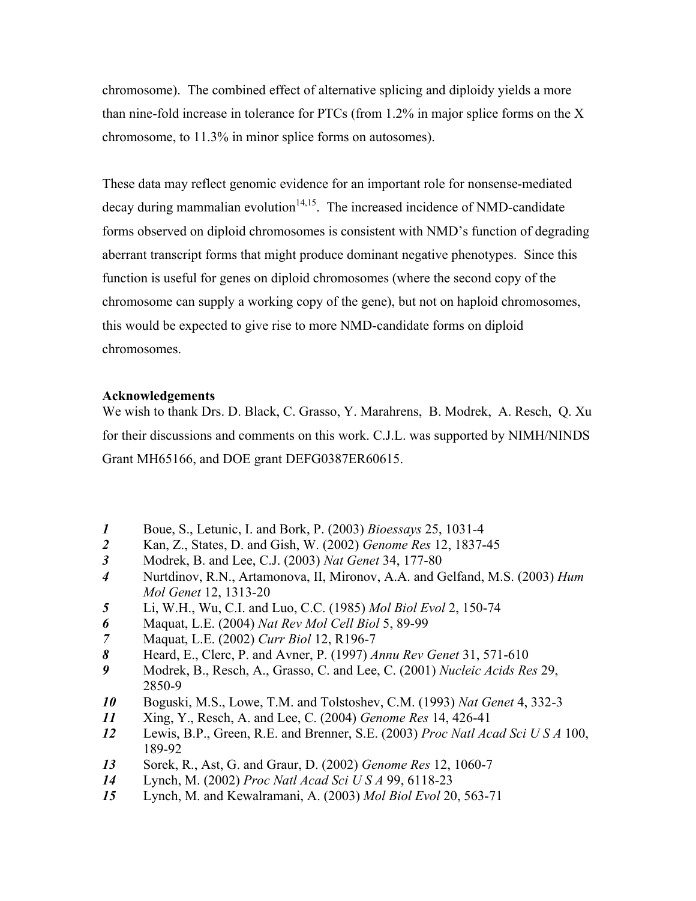chromosome). The combined effect of alternative splicing and diploidy yields a more than nine-fold increase in tolerance for PTCs (from 1.2% in major splice forms on the X chromosome, to 11.3% in minor splice forms on autosomes).

These data may reflect genomic evidence for an important role for nonsense-mediated decay during mammalian evolution[14,15]. The increased incidence of NMD-candidate forms observed on diploid chromosomes is consistent with NMD's function of degrading aberrant transcript forms that might produce dominant negative phenotypes. Since this function is useful for genes on diploid chromosomes (where the second copy of the chromosome can supply a working copy of the gene), but not on haploid chromosomes, this would be expected to give rise to more NMD-candidate forms on diploid chromosomes.

**Acknowledgements**

We wish to thank Drs. D. Black, C. Grasso, Y. Marahrens, B. Modrek, A. Resch, Q. Xu for their discussions and comments on this work. C.J.L. was supported by NIMH/NINDS Grant MH65166, and DOE grant DEFG0387ER60615.

***1*** Boue, S., Letunic, I. and Bork, P. (2003) *Bioessays* 25, 1031-4

***2*** Kan, Z., States, D. and Gish, W. (2002) *Genome Res* 12, 1837-45

***3*** Modrek, B. and Lee, C.J. (2003) *Nat Genet* 34, 177-80

***4*** Nurtdinov, R.N., Artamonova, II, Mironov, A.A. and Gelfand, M.S. (2003) *Hum Mol Genet* 12, 1313-20

***5*** Li, W.H., Wu, C.I. and Luo, C.C. (1985) *Mol Biol Evol* 2, 150-74

***6*** Maquat, L.E. (2004) *Nat Rev Mol Cell Biol* 5, 89-99

***7*** Maquat, L.E. (2002) *Curr Biol* 12, R196-7

***8*** Heard, E., Clerc, P. and Avner, P. (1997) *Annu Rev Genet* 31, 571-610

***9*** Modrek, B., Resch, A., Grasso, C. and Lee, C. (2001) *Nucleic Acids Res* 29, 2850-9

***10*** Boguski, M.S., Lowe, T.M. and Tolstoshev, C.M. (1993) *Nat Genet* 4, 332-3

***11*** Xing, Y., Resch, A. and Lee, C. (2004) *Genome Res* 14, 426-41

***12*** Lewis, B.P., Green, R.E. and Brenner, S.E. (2003) *Proc Natl Acad Sci U S A* 100, 189-92

***13*** Sorek, R., Ast, G. and Graur, D. (2002) *Genome Res* 12, 1060-7

***14*** Lynch, M. (2002) *Proc Natl Acad Sci U S A* 99, 6118-23

***15*** Lynch, M. and Kewalramani, A. (2003) *Mol Biol Evol* 20, 563-71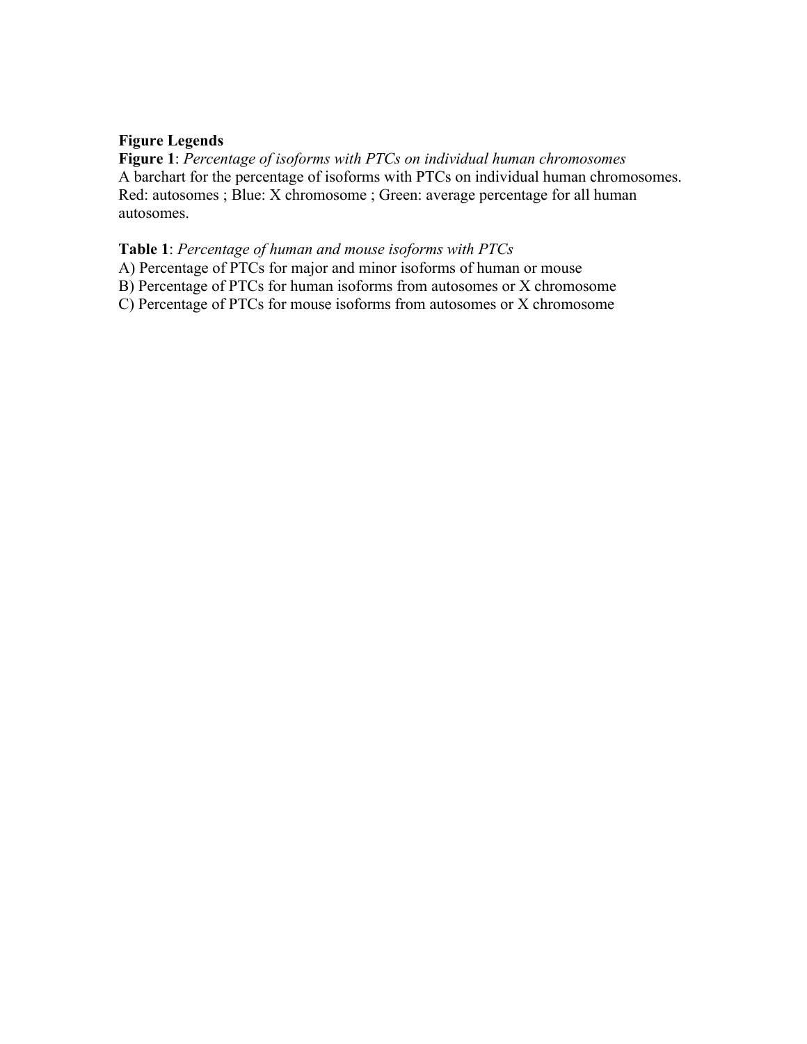**Figure Legends**

**Figure 1**: *Percentage of isoforms with PTCs on individual human chromosomes*
A barchart for the percentage of isoforms with PTCs on individual human chromosomes. Red: autosomes ; Blue: X chromosome ; Green: average percentage for all human autosomes.

**Table 1**: *Percentage of human and mouse isoforms with PTCs*
A) Percentage of PTCs for major and minor isoforms of human or mouse
B) Percentage of PTCs for human isoforms from autosomes or X chromosome
C) Percentage of PTCs for mouse isoforms from autosomes or X chromosome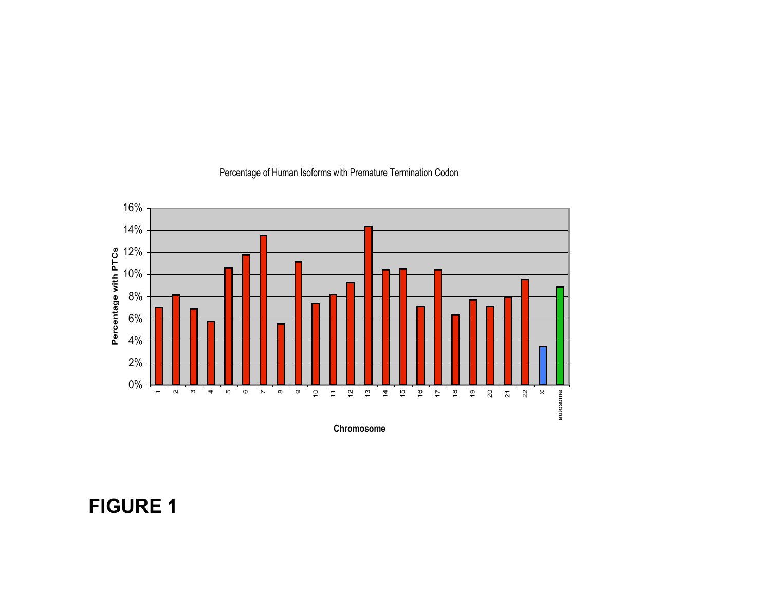Percentage of Human Isoforms with Premature Termination Codon

**FIGURE 1**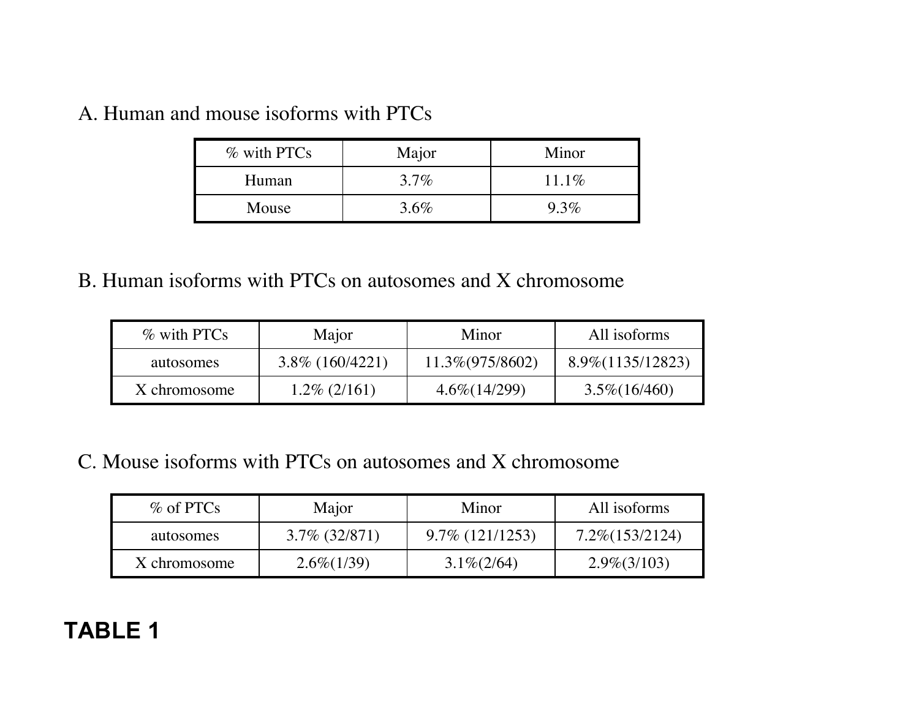A. Human and mouse isoforms with PTCs

| % with PTCs | Major | Minor |
|---|---|---|
| Human | 3.7% | 11.1% |
| Mouse | 3.6% | 9.3% |

B. Human isoforms with PTCs on autosomes and X chromosome

| % with PTCs | Major | Minor | All isoforms |
|---|---|---|---|
| autosomes | 3.8% (160/4221) | 11.3%(975/8602) | 8.9%(1135/12823) |
| X chromosome | 1.2% (2/161) | 4.6%(14/299) | 3.5%(16/460) |

C. Mouse isoforms with PTCs on autosomes and X chromosome

| % of PTCs | Major | Minor | All isoforms |
|---|---|---|---|
| autosomes | 3.7% (32/871) | 9.7% (121/1253) | 7.2%(153/2124) |
| X chromosome | 2.6%(1/39) | 3.1%(2/64) | 2.9%(3/103) |

**TABLE 1**